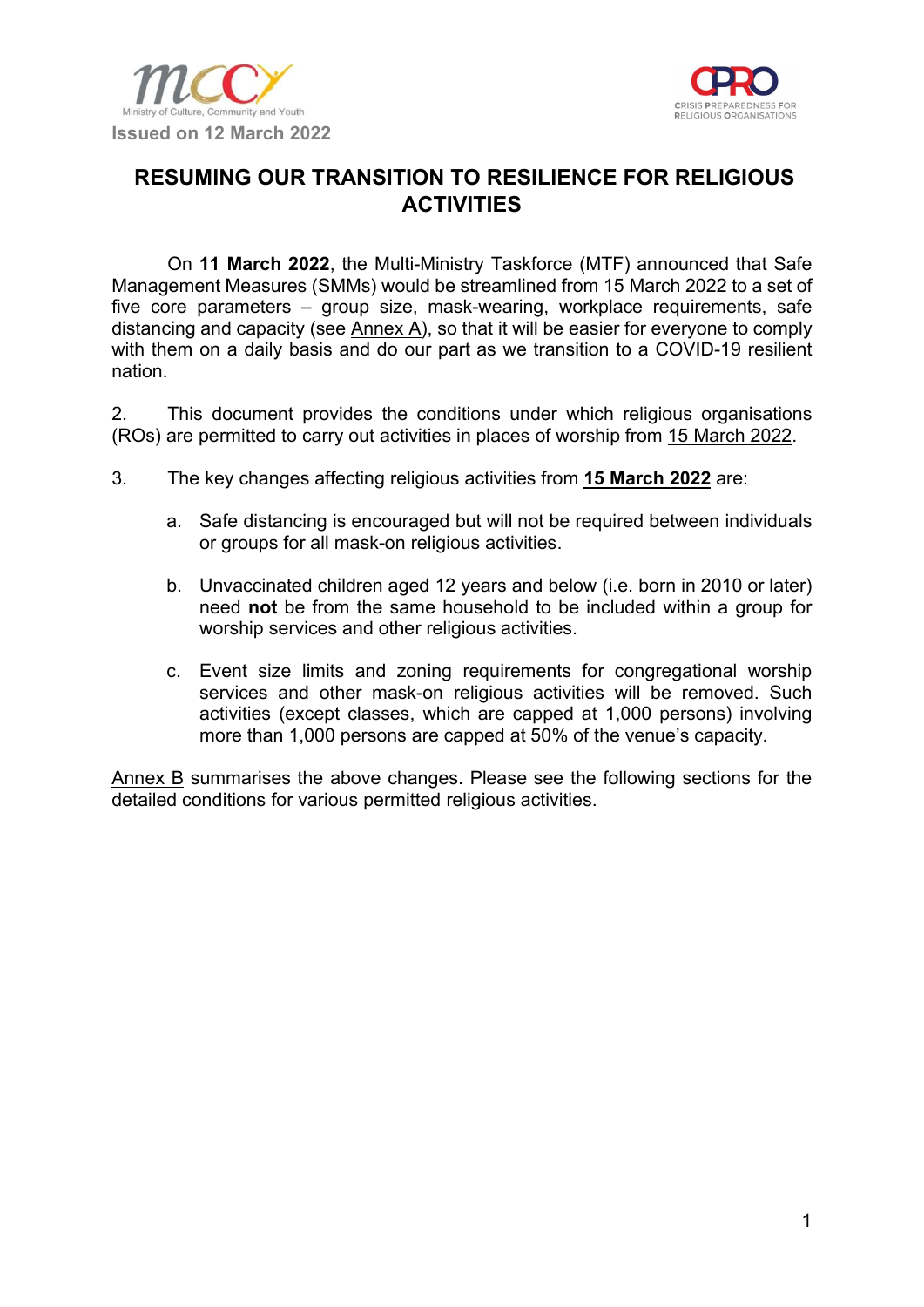Issued on 12 March 2022

# RESUMING OUR TRANSITION TO RESILIENCE FOR RELIGIOUS ACTIVITIES

On **11 March 2022**, the Multi-Ministry Taskforce (MTF) announced that Safe Management Measures (SMMs) would be streamlined from 15 March 2022 to a set of five core parameters – group size, mask-wearing, workplace requirements, safe distancing and capacity (see Annex A), so that it will be easier for everyone to comply with them on a daily basis and do our part as we transition to a COVID-19 resilient nation.

2. This document provides the conditions under which religious organisations (ROs) are permitted to carry out activities in places of worship from 15 March 2022.

3. The key changes affecting religious activities from **15 March 2022** are:

   a. Safe distancing is encouraged but will not be required between individuals or groups for all mask-on religious activities.

   b. Unvaccinated children aged 12 years and below (i.e. born in 2010 or later) need **not** be from the same household to be included within a group for worship services and other religious activities.

   c. Event size limits and zoning requirements for congregational worship services and other mask-on religious activities will be removed. Such activities (except classes, which are capped at 1,000 persons) involving more than 1,000 persons are capped at 50% of the venue's capacity.

Annex B summarises the above changes. Please see the following sections for the detailed conditions for various permitted religious activities.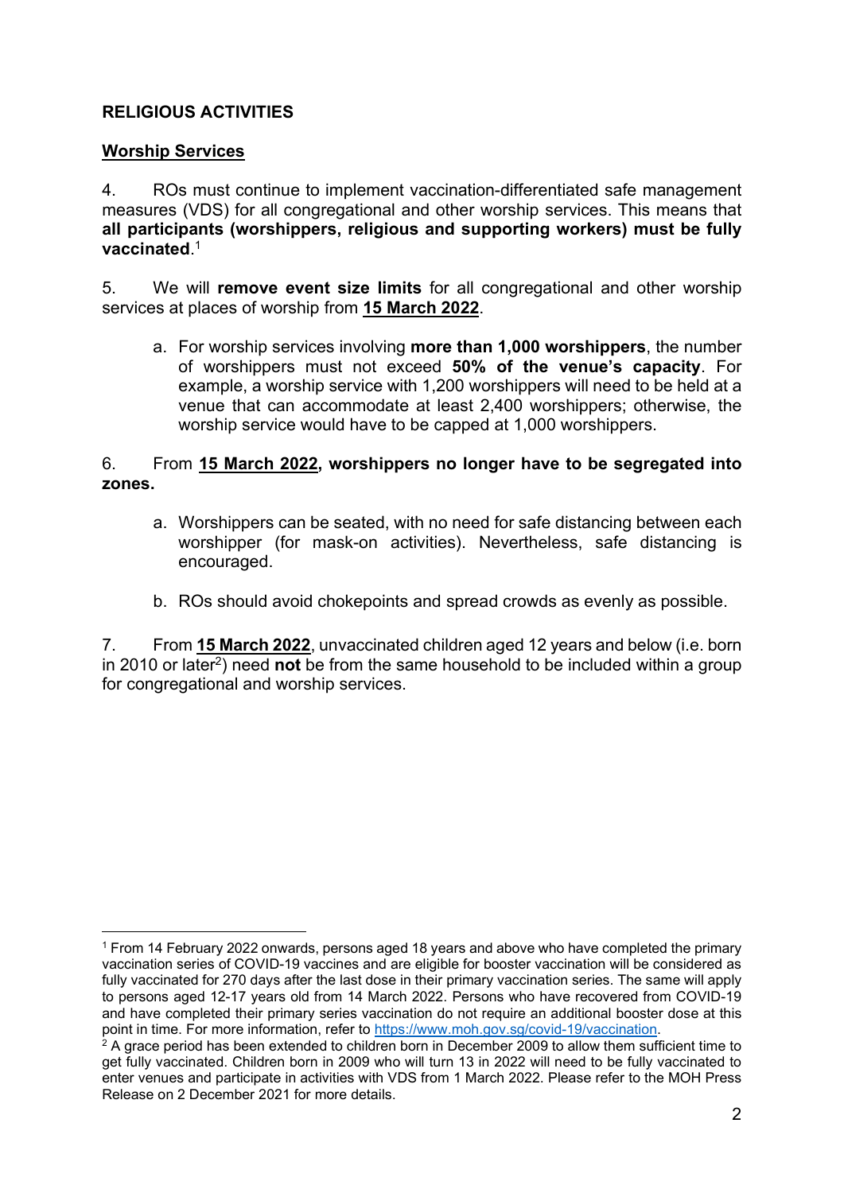## RELIGIOUS ACTIVITIES

### Worship Services

4. ROs must continue to implement vaccination-differentiated safe management measures (VDS) for all congregational and other worship services. This means that **all participants (worshippers, religious and supporting workers) must be fully vaccinated**.[1]

5. We will **remove event size limits** for all congregational and other worship services at places of worship from **15 March 2022**.

   a. For worship services involving **more than 1,000 worshippers**, the number of worshippers must not exceed **50% of the venue's capacity**. For example, a worship service with 1,200 worshippers will need to be held at a venue that can accommodate at least 2,400 worshippers; otherwise, the worship service would have to be capped at 1,000 worshippers.

6. From **15 March 2022, worshippers no longer have to be segregated into zones.**

   a. Worshippers can be seated, with no need for safe distancing between each worshipper (for mask-on activities). Nevertheless, safe distancing is encouraged.

   b. ROs should avoid chokepoints and spread crowds as evenly as possible.

7. From **15 March 2022**, unvaccinated children aged 12 years and below (i.e. born in 2010 or later[2]) need **not** be from the same household to be included within a group for congregational and worship services.

---

[1] From 14 February 2022 onwards, persons aged 18 years and above who have completed the primary vaccination series of COVID-19 vaccines and are eligible for booster vaccination will be considered as fully vaccinated for 270 days after the last dose in their primary vaccination series. The same will apply to persons aged 12-17 years old from 14 March 2022. Persons who have recovered from COVID-19 and have completed their primary series vaccination do not require an additional booster dose at this point in time. For more information, refer to https://www.moh.gov.sg/covid-19/vaccination.

[2] A grace period has been extended to children born in December 2009 to allow them sufficient time to get fully vaccinated. Children born in 2009 who will turn 13 in 2022 will need to be fully vaccinated to enter venues and participate in activities with VDS from 1 March 2022. Please refer to the MOH Press Release on 2 December 2021 for more details.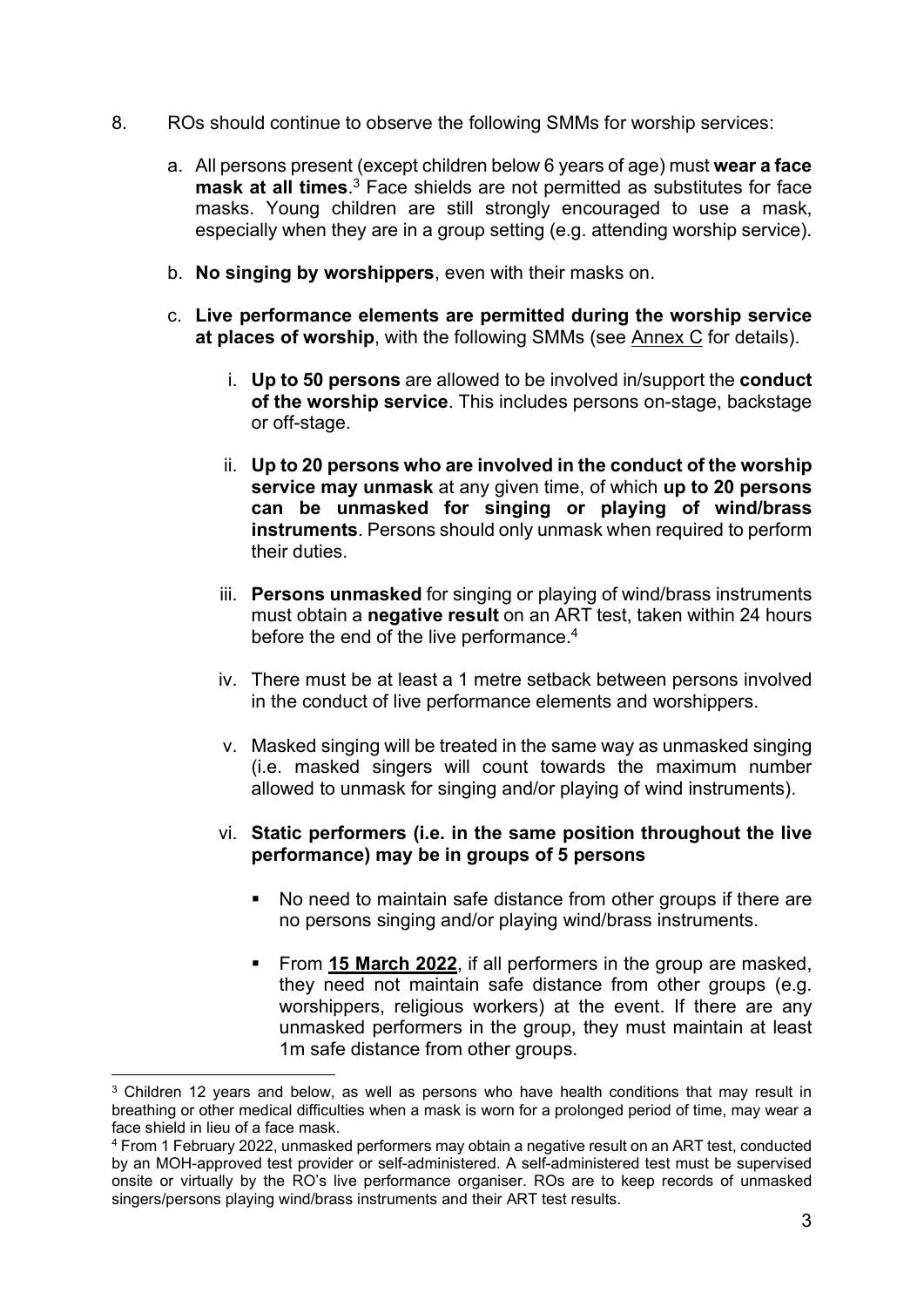8. ROs should continue to observe the following SMMs for worship services:

   a. All persons present (except children below 6 years of age) must **wear a face mask at all times**.[3] Face shields are not permitted as substitutes for face masks. Young children are still strongly encouraged to use a mask, especially when they are in a group setting (e.g. attending worship service).

   b. **No singing by worshippers**, even with their masks on.

   c. **Live performance elements are permitted during the worship service at places of worship**, with the following SMMs (see <u>Annex C</u> for details).

      i. **Up to 50 persons** are allowed to be involved in/support the **conduct of the worship service**. This includes persons on-stage, backstage or off-stage.

      ii. **Up to 20 persons who are involved in the conduct of the worship service may unmask** at any given time, of which **up to 20 persons can be unmasked for singing or playing of wind/brass instruments**. Persons should only unmask when required to perform their duties.

      iii. **Persons unmasked** for singing or playing of wind/brass instruments must obtain a **negative result** on an ART test, taken within 24 hours before the end of the live performance.[4]

      iv. There must be at least a 1 metre setback between persons involved in the conduct of live performance elements and worshippers.

      v. Masked singing will be treated in the same way as unmasked singing (i.e. masked singers will count towards the maximum number allowed to unmask for singing and/or playing of wind instruments).

      vi. **Static performers (i.e. in the same position throughout the live performance) may be in groups of 5 persons**

         - No need to maintain safe distance from other groups if there are no persons singing and/or playing wind/brass instruments.
         - From **<u>15 March 2022</u>**, if all performers in the group are masked, they need not maintain safe distance from other groups (e.g. worshippers, religious workers) at the event. If there are any unmasked performers in the group, they must maintain at least 1m safe distance from other groups.

---

[3] Children 12 years and below, as well as persons who have health conditions that may result in breathing or other medical difficulties when a mask is worn for a prolonged period of time, may wear a face shield in lieu of a face mask.

[4] From 1 February 2022, unmasked performers may obtain a negative result on an ART test, conducted by an MOH-approved test provider or self-administered. A self-administered test must be supervised onsite or virtually by the RO's live performance organiser. ROs are to keep records of unmasked singers/persons playing wind/brass instruments and their ART test results.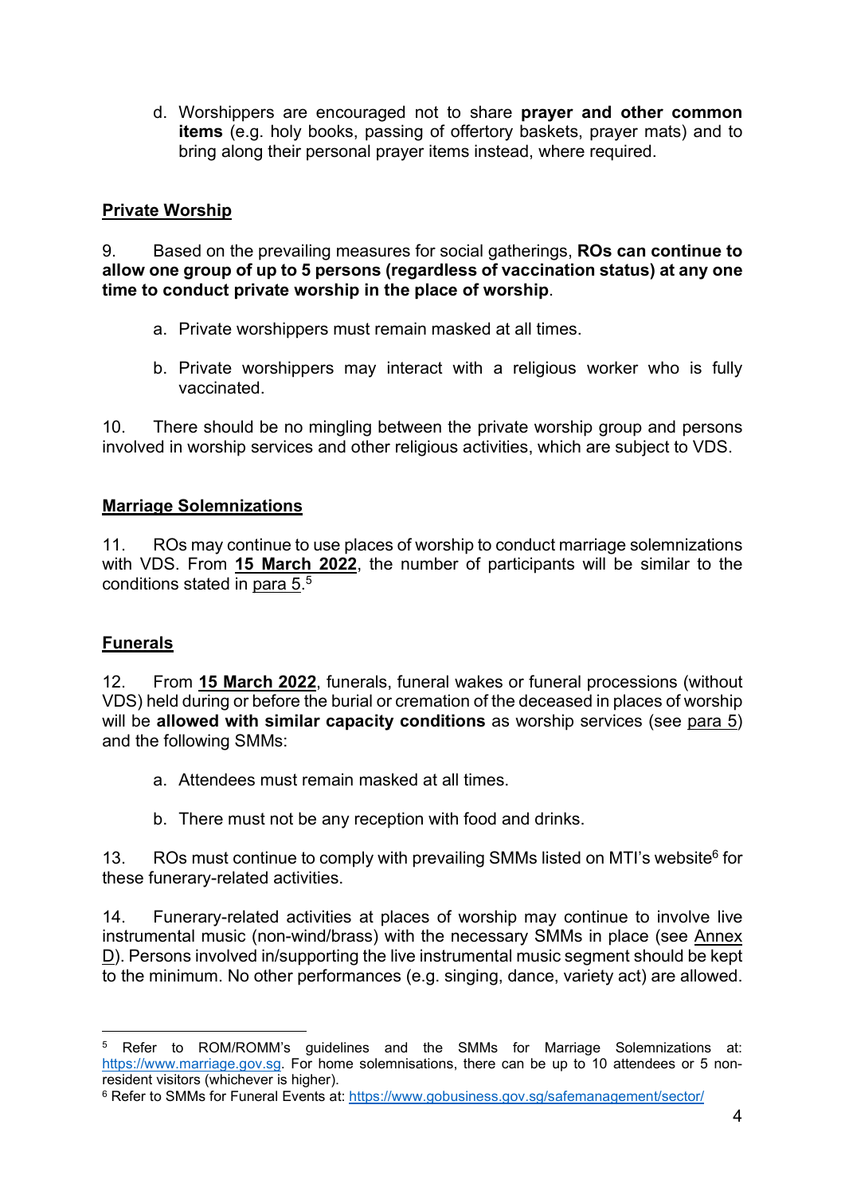d. Worshippers are encouraged not to share **prayer and other common items** (e.g. holy books, passing of offertory baskets, prayer mats) and to bring along their personal prayer items instead, where required.

## Private Worship

9. Based on the prevailing measures for social gatherings, **ROs can continue to allow one group of up to 5 persons (regardless of vaccination status) at any one time to conduct private worship in the place of worship**.

a. Private worshippers must remain masked at all times.

b. Private worshippers may interact with a religious worker who is fully vaccinated.

10. There should be no mingling between the private worship group and persons involved in worship services and other religious activities, which are subject to VDS.

## Marriage Solemnizations

11. ROs may continue to use places of worship to conduct marriage solemnizations with VDS. From **15 March 2022**, the number of participants will be similar to the conditions stated in para 5.[5]

## Funerals

12. From **15 March 2022**, funerals, funeral wakes or funeral processions (without VDS) held during or before the burial or cremation of the deceased in places of worship will be **allowed with similar capacity conditions** as worship services (see para 5) and the following SMMs:

a. Attendees must remain masked at all times.

b. There must not be any reception with food and drinks.

13. ROs must continue to comply with prevailing SMMs listed on MTI's website[6] for these funerary-related activities.

14. Funerary-related activities at places of worship may continue to involve live instrumental music (non-wind/brass) with the necessary SMMs in place (see Annex D). Persons involved in/supporting the live instrumental music segment should be kept to the minimum. No other performances (e.g. singing, dance, variety act) are allowed.

---

[5] Refer to ROM/ROMM's guidelines and the SMMs for Marriage Solemnizations at: https://www.marriage.gov.sg. For home solemnisations, there can be up to 10 attendees or 5 non-resident visitors (whichever is higher).

[6] Refer to SMMs for Funeral Events at: https://www.gobusiness.gov.sg/safemanagement/sector/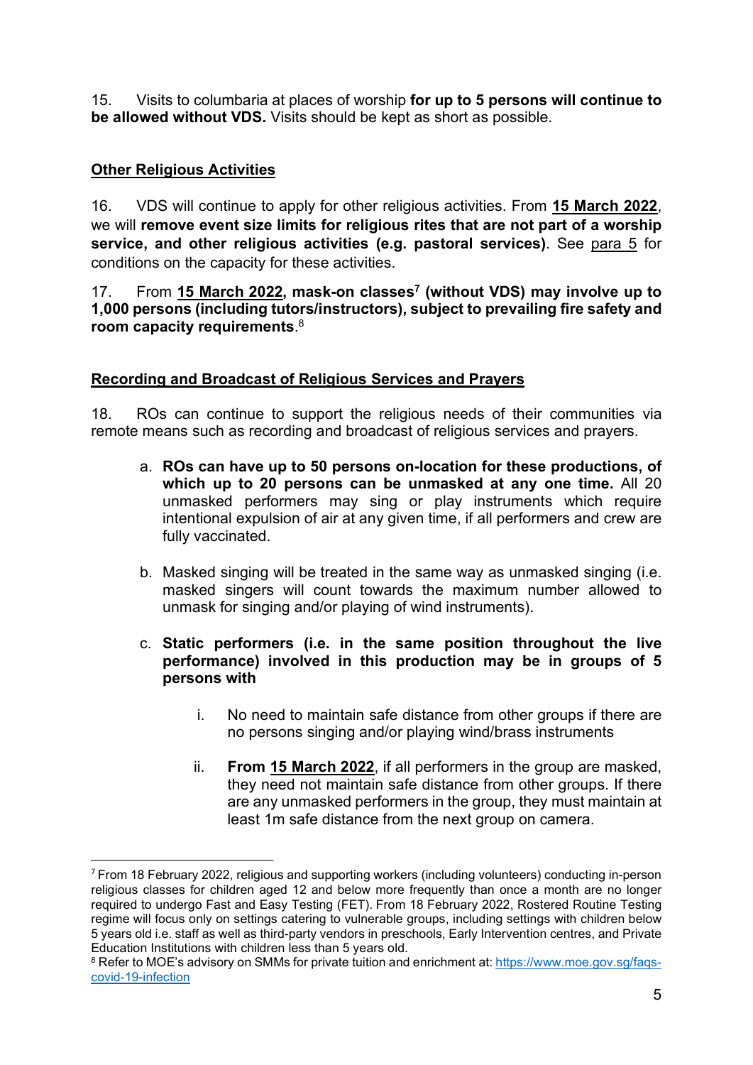15. Visits to columbaria at places of worship **for up to 5 persons will continue to be allowed without VDS.** Visits should be kept as short as possible.

## Other Religious Activities

16. VDS will continue to apply for other religious activities. From **15 March 2022**, we will **remove event size limits for religious rites that are not part of a worship service, and other religious activities (e.g. pastoral services)**. See para 5 for conditions on the capacity for these activities.

17. From **15 March 2022, mask-on classes[7] (without VDS) may involve up to 1,000 persons (including tutors/instructors), subject to prevailing fire safety and room capacity requirements**.[8]

## Recording and Broadcast of Religious Services and Prayers

18. ROs can continue to support the religious needs of their communities via remote means such as recording and broadcast of religious services and prayers.

a. **ROs can have up to 50 persons on-location for these productions, of which up to 20 persons can be unmasked at any one time.** All 20 unmasked performers may sing or play instruments which require intentional expulsion of air at any given time, if all performers and crew are fully vaccinated.

b. Masked singing will be treated in the same way as unmasked singing (i.e. masked singers will count towards the maximum number allowed to unmask for singing and/or playing of wind instruments).

c. **Static performers (i.e. in the same position throughout the live performance) involved in this production may be in groups of 5 persons with**

   i. No need to maintain safe distance from other groups if there are no persons singing and/or playing wind/brass instruments

   ii. **From 15 March 2022**, if all performers in the group are masked, they need not maintain safe distance from other groups. If there are any unmasked performers in the group, they must maintain at least 1m safe distance from the next group on camera.

---

[7] From 18 February 2022, religious and supporting workers (including volunteers) conducting in-person religious classes for children aged 12 and below more frequently than once a month are no longer required to undergo Fast and Easy Testing (FET). From 18 February 2022, Rostered Routine Testing regime will focus only on settings catering to vulnerable groups, including settings with children below 5 years old i.e. staff as well as third-party vendors in preschools, Early Intervention centres, and Private Education Institutions with children less than 5 years old.

[8] Refer to MOE's advisory on SMMs for private tuition and enrichment at: https://www.moe.gov.sg/faqs-covid-19-infection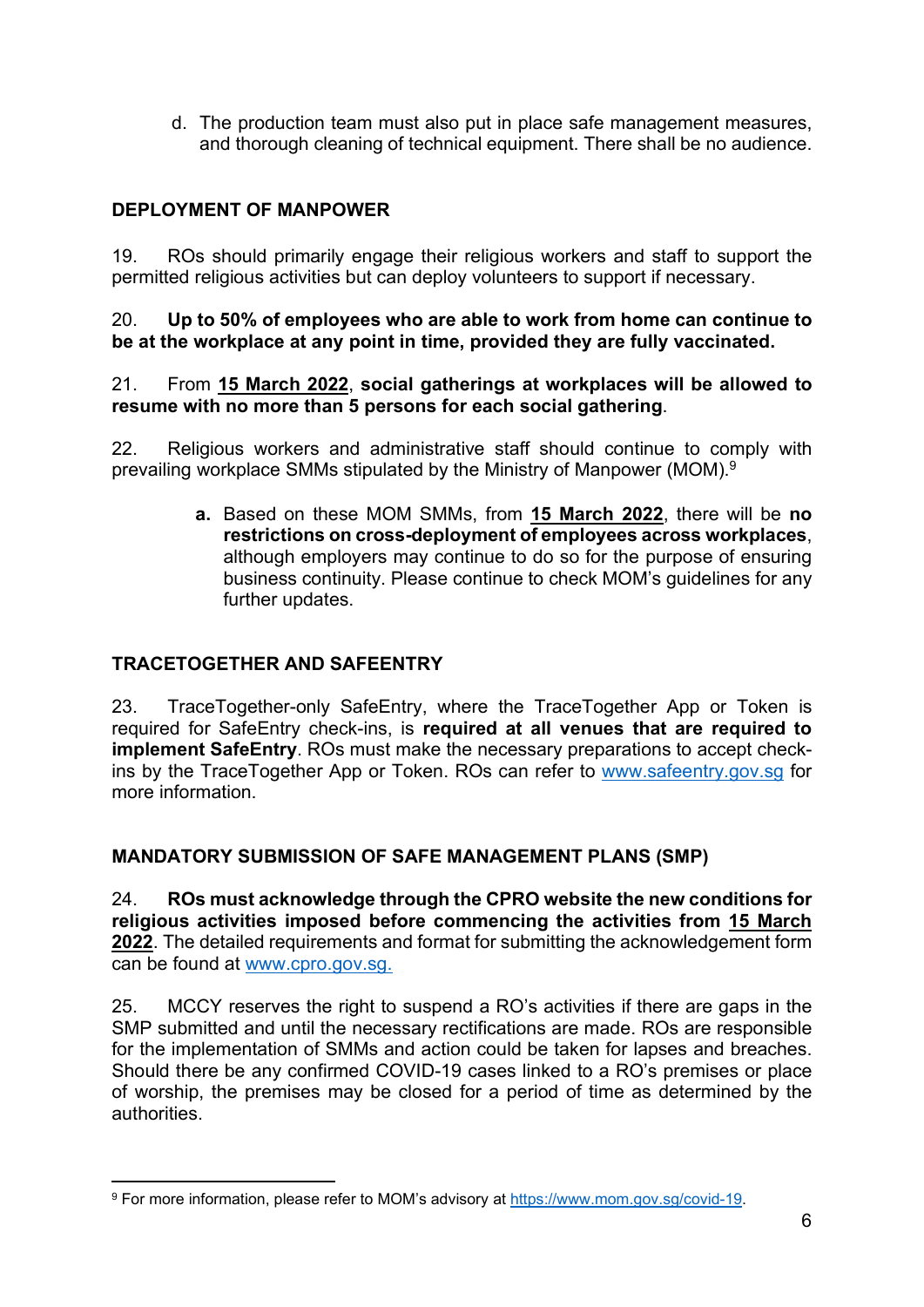d. The production team must also put in place safe management measures, and thorough cleaning of technical equipment. There shall be no audience.

## DEPLOYMENT OF MANPOWER

19. ROs should primarily engage their religious workers and staff to support the permitted religious activities but can deploy volunteers to support if necessary.

20. **Up to 50% of employees who are able to work from home can continue to be at the workplace at any point in time, provided they are fully vaccinated.**

21. From **15 March 2022**, **social gatherings at workplaces will be allowed to resume with no more than 5 persons for each social gathering**.

22. Religious workers and administrative staff should continue to comply with prevailing workplace SMMs stipulated by the Ministry of Manpower (MOM).[9]

   **a.** Based on these MOM SMMs, from **15 March 2022**, there will be **no restrictions on cross-deployment of employees across workplaces**, although employers may continue to do so for the purpose of ensuring business continuity. Please continue to check MOM's guidelines for any further updates.

## TRACETOGETHER AND SAFEENTRY

23. TraceTogether-only SafeEntry, where the TraceTogether App or Token is required for SafeEntry check-ins, is **required at all venues that are required to implement SafeEntry**. ROs must make the necessary preparations to accept check-ins by the TraceTogether App or Token. ROs can refer to www.safeentry.gov.sg for more information.

## MANDATORY SUBMISSION OF SAFE MANAGEMENT PLANS (SMP)

24. **ROs must acknowledge through the CPRO website the new conditions for religious activities imposed before commencing the activities from 15 March 2022**. The detailed requirements and format for submitting the acknowledgement form can be found at www.cpro.gov.sg.

25. MCCY reserves the right to suspend a RO's activities if there are gaps in the SMP submitted and until the necessary rectifications are made. ROs are responsible for the implementation of SMMs and action could be taken for lapses and breaches. Should there be any confirmed COVID-19 cases linked to a RO's premises or place of worship, the premises may be closed for a period of time as determined by the authorities.

---

[9] For more information, please refer to MOM's advisory at https://www.mom.gov.sg/covid-19.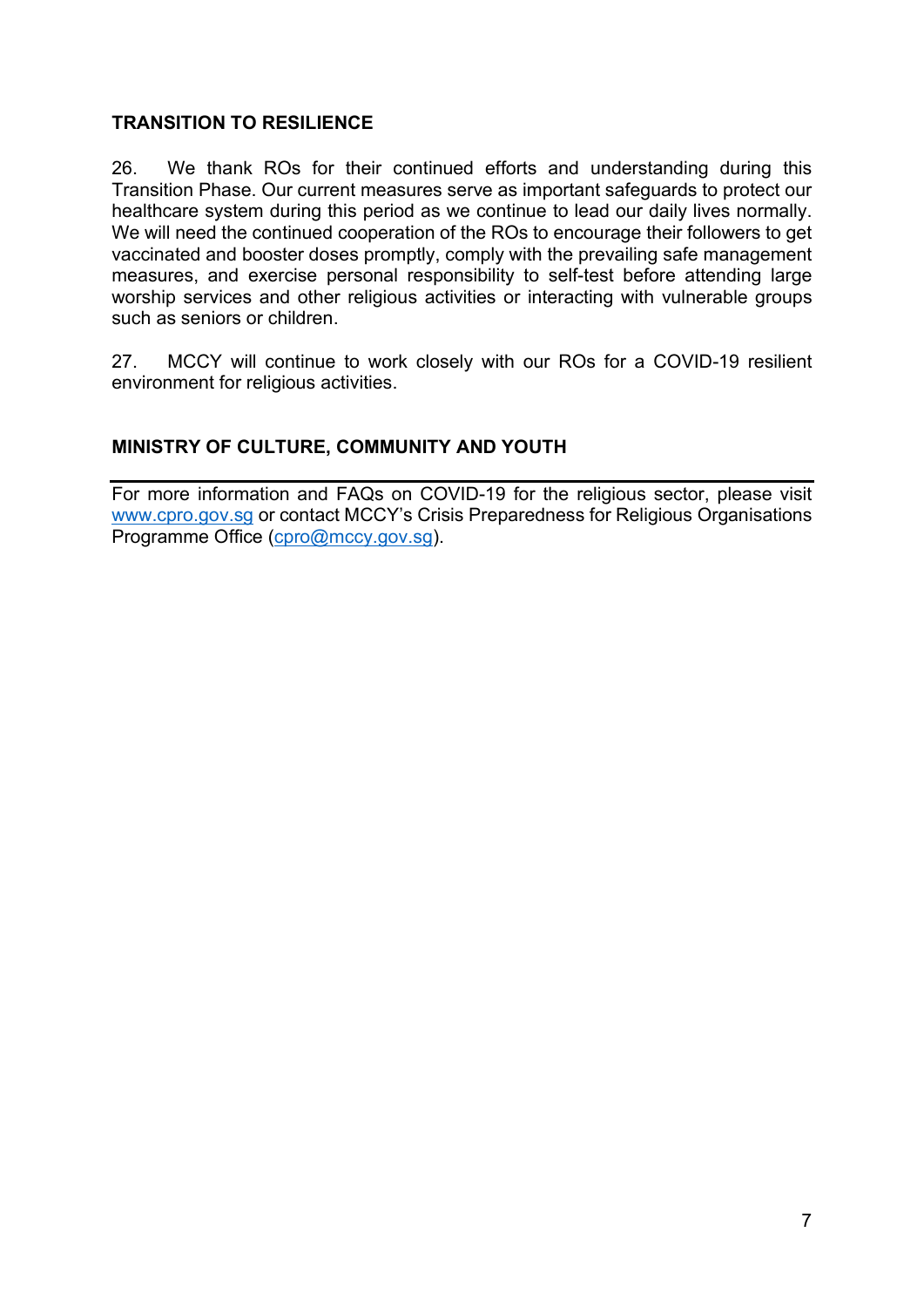## TRANSITION TO RESILIENCE

26. We thank ROs for their continued efforts and understanding during this Transition Phase. Our current measures serve as important safeguards to protect our healthcare system during this period as we continue to lead our daily lives normally. We will need the continued cooperation of the ROs to encourage their followers to get vaccinated and booster doses promptly, comply with the prevailing safe management measures, and exercise personal responsibility to self-test before attending large worship services and other religious activities or interacting with vulnerable groups such as seniors or children.

27. MCCY will continue to work closely with our ROs for a COVID-19 resilient environment for religious activities.

**MINISTRY OF CULTURE, COMMUNITY AND YOUTH**

---

For more information and FAQs on COVID-19 for the religious sector, please visit [www.cpro.gov.sg](http://www.cpro.gov.sg) or contact MCCY's Crisis Preparedness for Religious Organisations Programme Office ([cpro@mccy.gov.sg](mailto:cpro@mccy.gov.sg)).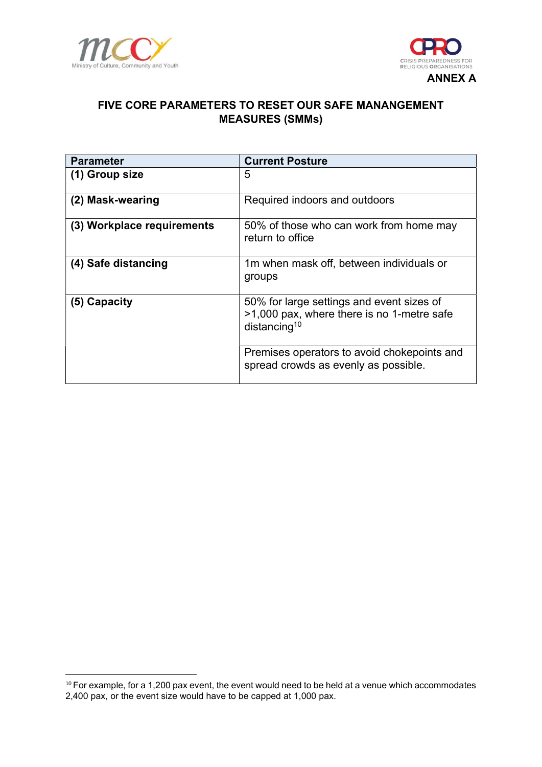ANNEX A

## FIVE CORE PARAMETERS TO RESET OUR SAFE MANANGEMENT MEASURES (SMMs)

| Parameter | Current Posture |
|---|---|
| **(1) Group size** | 5 |
| **(2) Mask-wearing** | Required indoors and outdoors |
| **(3) Workplace requirements** | 50% of those who can work from home may return to office |
| **(4) Safe distancing** | 1m when mask off, between individuals or groups |
| **(5) Capacity** | 50% for large settings and event sizes of >1,000 pax, where there is no 1-metre safe distancing[10] |
| | Premises operators to avoid chokepoints and spread crowds as evenly as possible. |

[10] For example, for a 1,200 pax event, the event would need to be held at a venue which accommodates 2,400 pax, or the event size would have to be capped at 1,000 pax.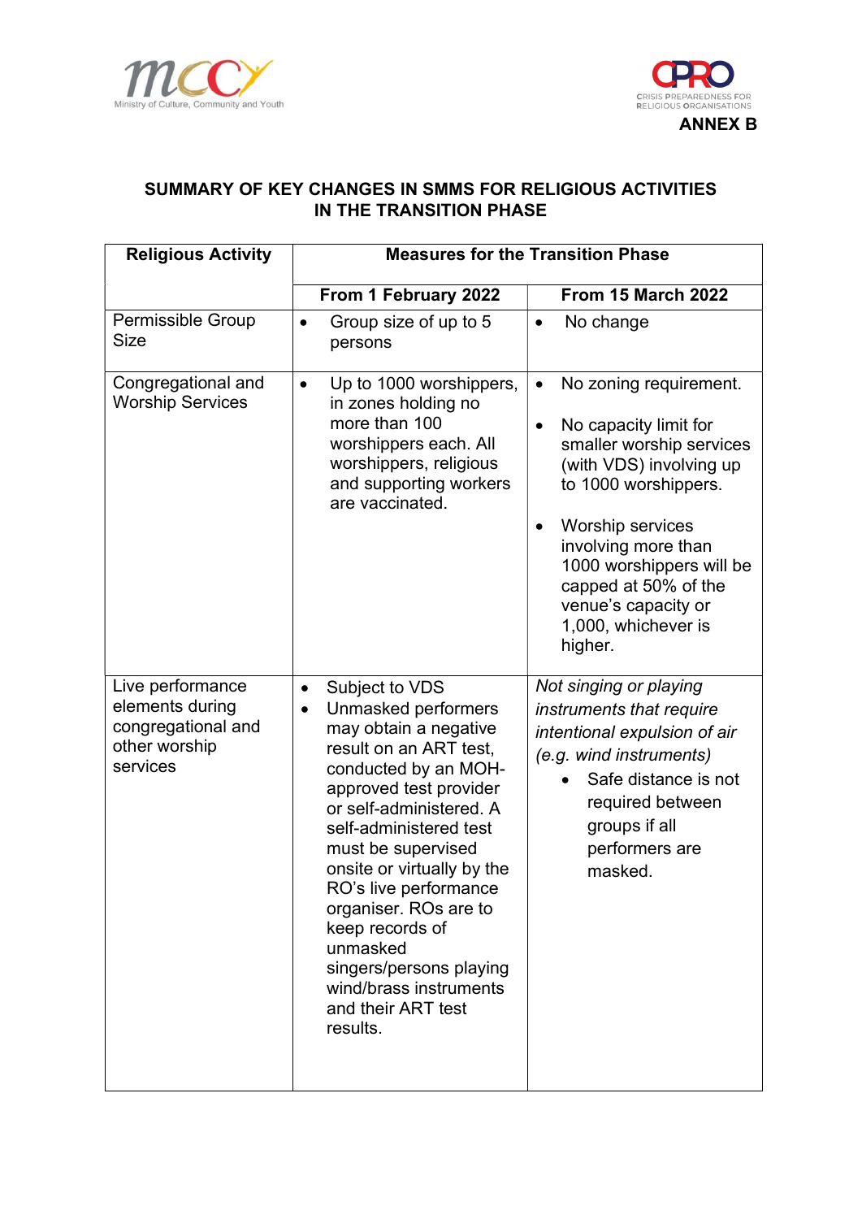**ANNEX B**

## SUMMARY OF KEY CHANGES IN SMMS FOR RELIGIOUS ACTIVITIES IN THE TRANSITION PHASE

| Religious Activity | Measures for the Transition Phase | |
|---|---|---|
| | **From 1 February 2022** | **From 15 March 2022** |
| Permissible Group Size | • Group size of up to 5 persons | • No change |
| Congregational and Worship Services | • Up to 1000 worshippers, in zones holding no more than 100 worshippers each. All worshippers, religious and supporting workers are vaccinated. | • No zoning requirement.<br>• No capacity limit for smaller worship services (with VDS) involving up to 1000 worshippers.<br>• Worship services involving more than 1000 worshippers will be capped at 50% of the venue's capacity or 1,000, whichever is higher. |
| Live performance elements during congregational and other worship services | • Subject to VDS<br>• Unmasked performers may obtain a negative result on an ART test, conducted by an MOH-approved test provider or self-administered. A self-administered test must be supervised onsite or virtually by the RO's live performance organiser. ROs are to keep records of unmasked singers/persons playing wind/brass instruments and their ART test results. | *Not singing or playing instruments that require intentional expulsion of air (e.g. wind instruments)*<br>• Safe distance is not required between groups if all performers are masked. |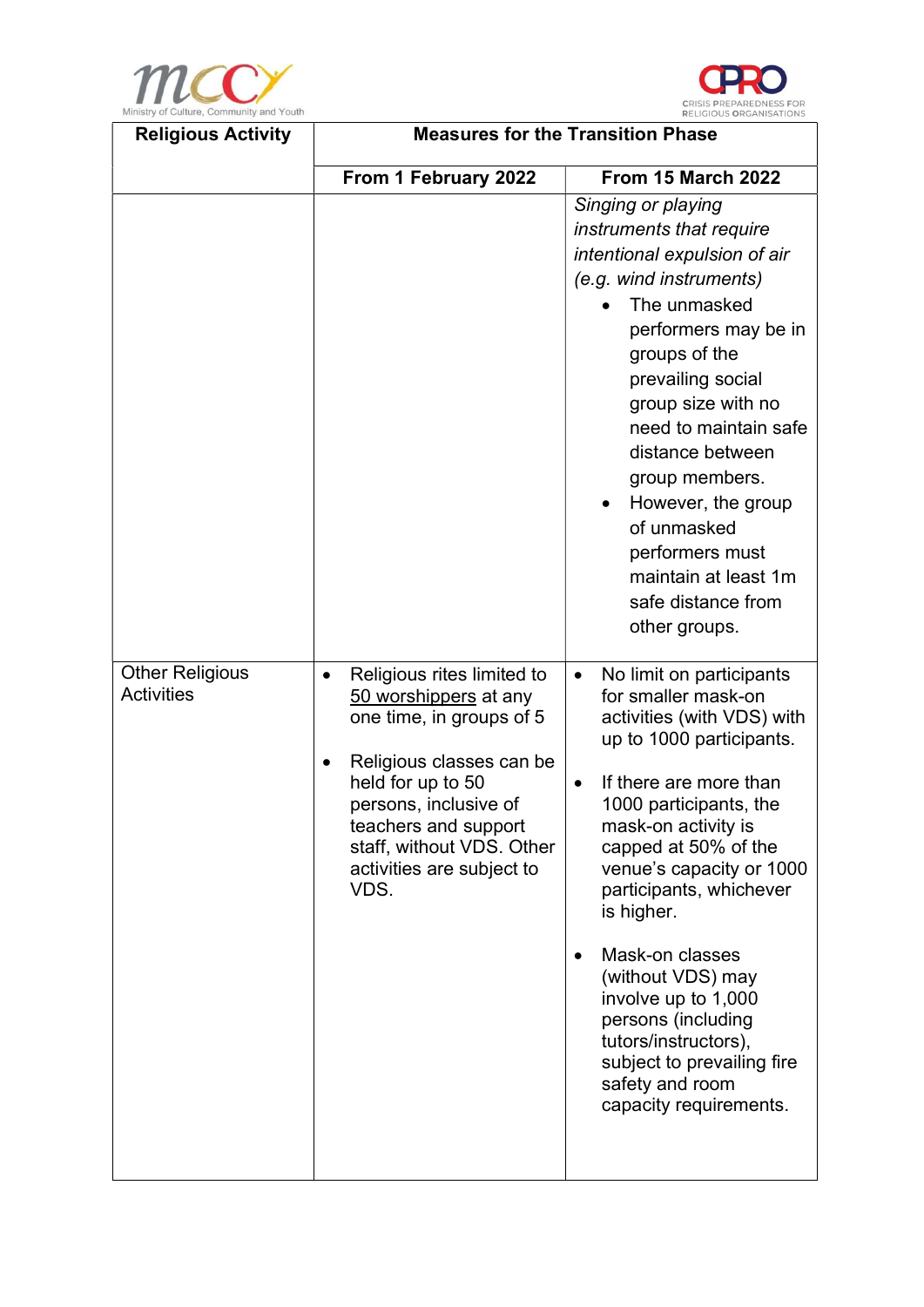| Religious Activity | Measures for the Transition Phase | |
|---|---|---|
| | From 1 February 2022 | From 15 March 2022 |
| | | *Singing or playing instruments that require intentional expulsion of air (e.g. wind instruments)*<br>• The unmasked performers may be in groups of the prevailing social group size with no need to maintain safe distance between group members.<br>• However, the group of unmasked performers must maintain at least 1m safe distance from other groups. |
| Other Religious Activities | • Religious rites limited to 50 worshippers at any one time, in groups of 5<br>• Religious classes can be held for up to 50 persons, inclusive of teachers and support staff, without VDS. Other activities are subject to VDS. | • No limit on participants for smaller mask-on activities (with VDS) with up to 1000 participants.<br>• If there are more than 1000 participants, the mask-on activity is capped at 50% of the venue's capacity or 1000 participants, whichever is higher.<br>• Mask-on classes (without VDS) may involve up to 1,000 persons (including tutors/instructors), subject to prevailing fire safety and room capacity requirements. |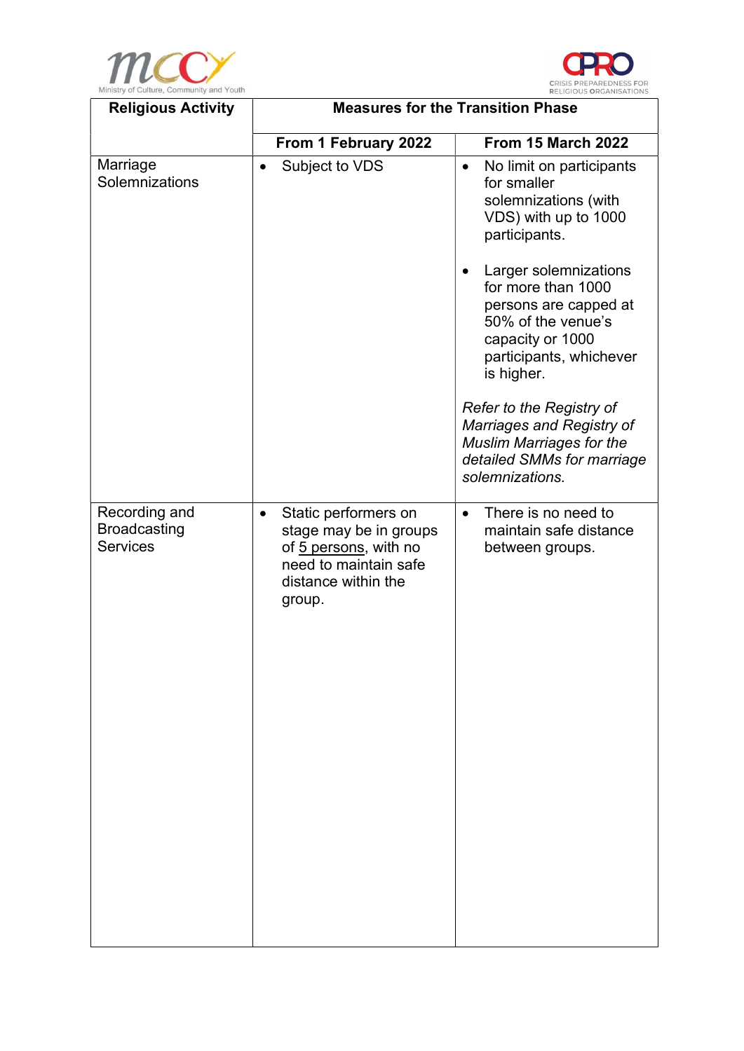| Religious Activity | Measures for the Transition Phase | |
|---|---|---|
| | From 1 February 2022 | From 15 March 2022 |
| Marriage Solemnizations | • Subject to VDS | • No limit on participants for smaller solemnizations (with VDS) with up to 1000 participants.<br><br>• Larger solemnizations for more than 1000 persons are capped at 50% of the venue's capacity or 1000 participants, whichever is higher.<br><br>*Refer to the Registry of Marriages and Registry of Muslim Marriages for the detailed SMMs for marriage solemnizations.* |
| Recording and Broadcasting Services | • Static performers on stage may be in groups of 5 persons, with no need to maintain safe distance within the group. | • There is no need to maintain safe distance between groups. |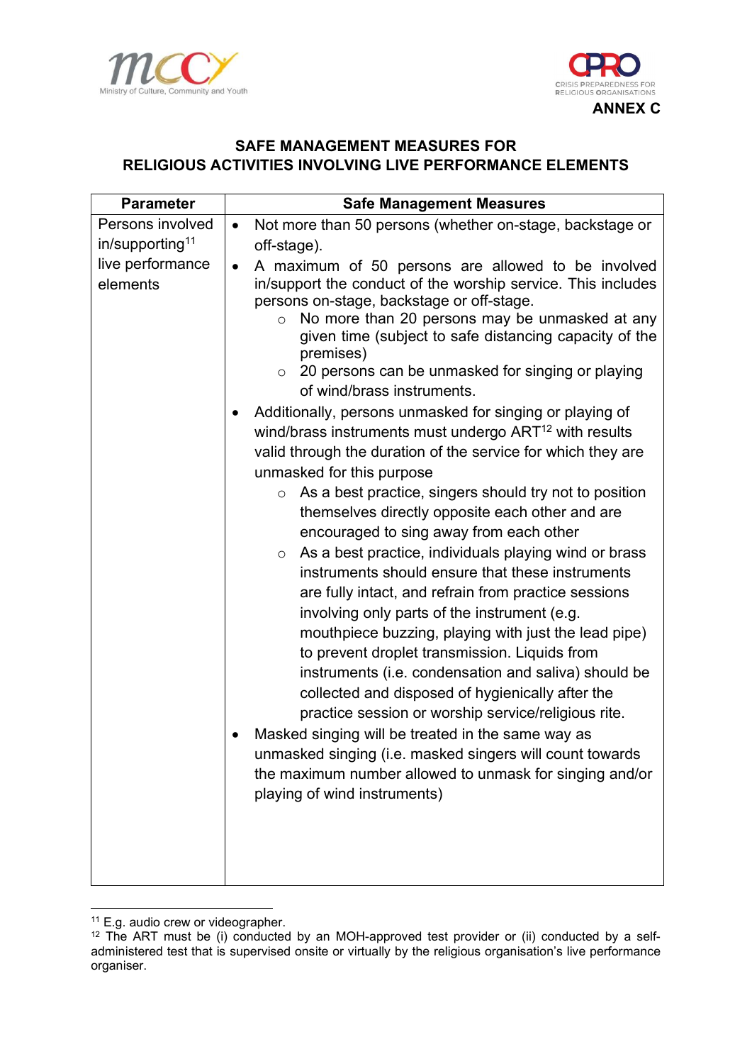ANNEX C

## SAFE MANAGEMENT MEASURES FOR RELIGIOUS ACTIVITIES INVOLVING LIVE PERFORMANCE ELEMENTS

| Parameter | Safe Management Measures |
|---|---|
| Persons involved in/supporting[11] live performance elements | • Not more than 50 persons (whether on-stage, backstage or off-stage).<br>• A maximum of 50 persons are allowed to be involved in/support the conduct of the worship service. This includes persons on-stage, backstage or off-stage.<br>&nbsp;&nbsp;&nbsp;&nbsp;○ No more than 20 persons may be unmasked at any given time (subject to safe distancing capacity of the premises)<br>&nbsp;&nbsp;&nbsp;&nbsp;○ 20 persons can be unmasked for singing or playing of wind/brass instruments.<br>• Additionally, persons unmasked for singing or playing of wind/brass instruments must undergo ART[12] with results valid through the duration of the service for which they are unmasked for this purpose<br>&nbsp;&nbsp;&nbsp;&nbsp;○ As a best practice, singers should try not to position themselves directly opposite each other and are encouraged to sing away from each other<br>&nbsp;&nbsp;&nbsp;&nbsp;○ As a best practice, individuals playing wind or brass instruments should ensure that these instruments are fully intact, and refrain from practice sessions involving only parts of the instrument (e.g. mouthpiece buzzing, playing with just the lead pipe) to prevent droplet transmission. Liquids from instruments (i.e. condensation and saliva) should be collected and disposed of hygienically after the practice session or worship service/religious rite.<br>• Masked singing will be treated in the same way as unmasked singing (i.e. masked singers will count towards the maximum number allowed to unmask for singing and/or playing of wind instruments) |

[11] E.g. audio crew or videographer.

[12] The ART must be (i) conducted by an MOH-approved test provider or (ii) conducted by a self-administered test that is supervised onsite or virtually by the religious organisation's live performance organiser.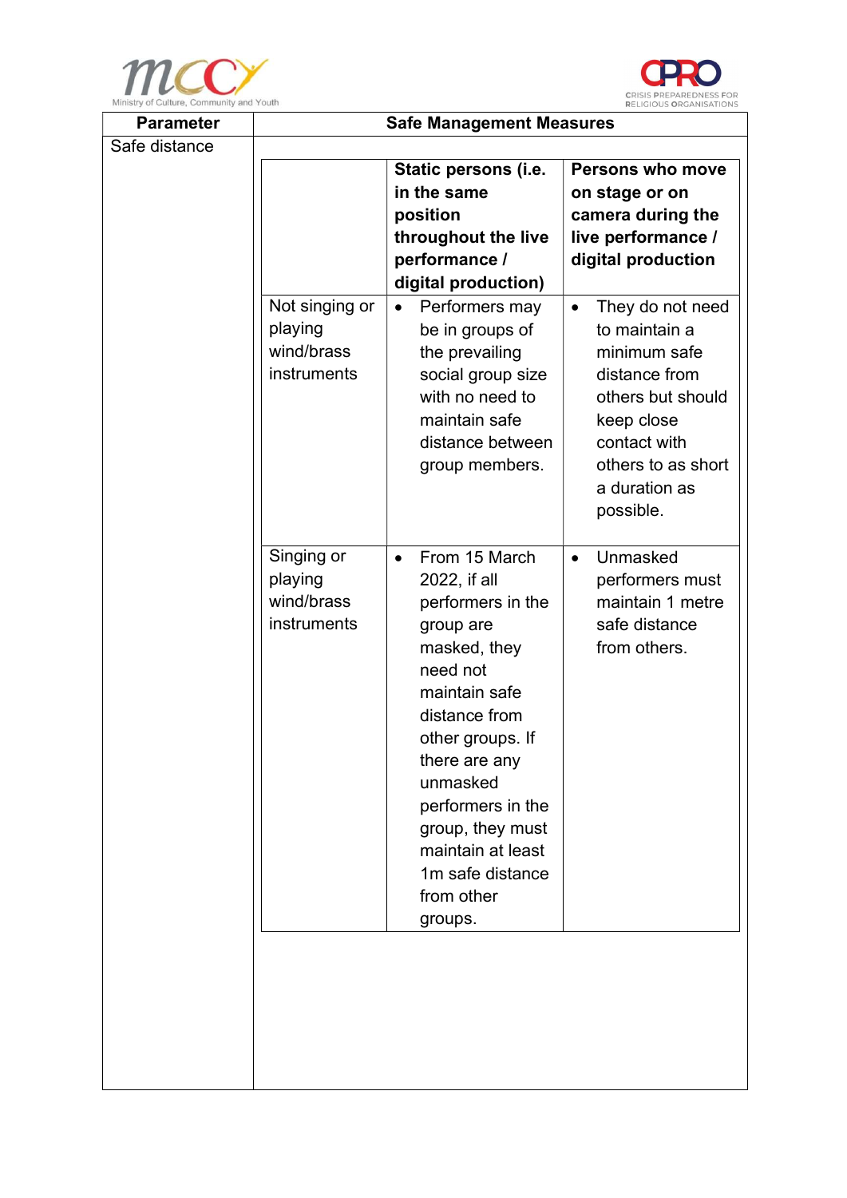| Parameter | Safe Management Measures | | |
|---|---|---|---|
| Safe distance | | **Static persons (i.e. in the same position throughout the live performance / digital production)** | **Persons who move on stage or on camera during the live performance / digital production** |
| | Not singing or playing wind/brass instruments | • Performers may be in groups of the prevailing social group size with no need to maintain safe distance between group members. | • They do not need to maintain a minimum safe distance from others but should keep close contact with others to as short a duration as possible. |
| | Singing or playing wind/brass instruments | • From 15 March 2022, if all performers in the group are masked, they need not maintain safe distance from other groups. If there are any unmasked performers in the group, they must maintain at least 1m safe distance from other groups. | • Unmasked performers must maintain 1 metre safe distance from others. |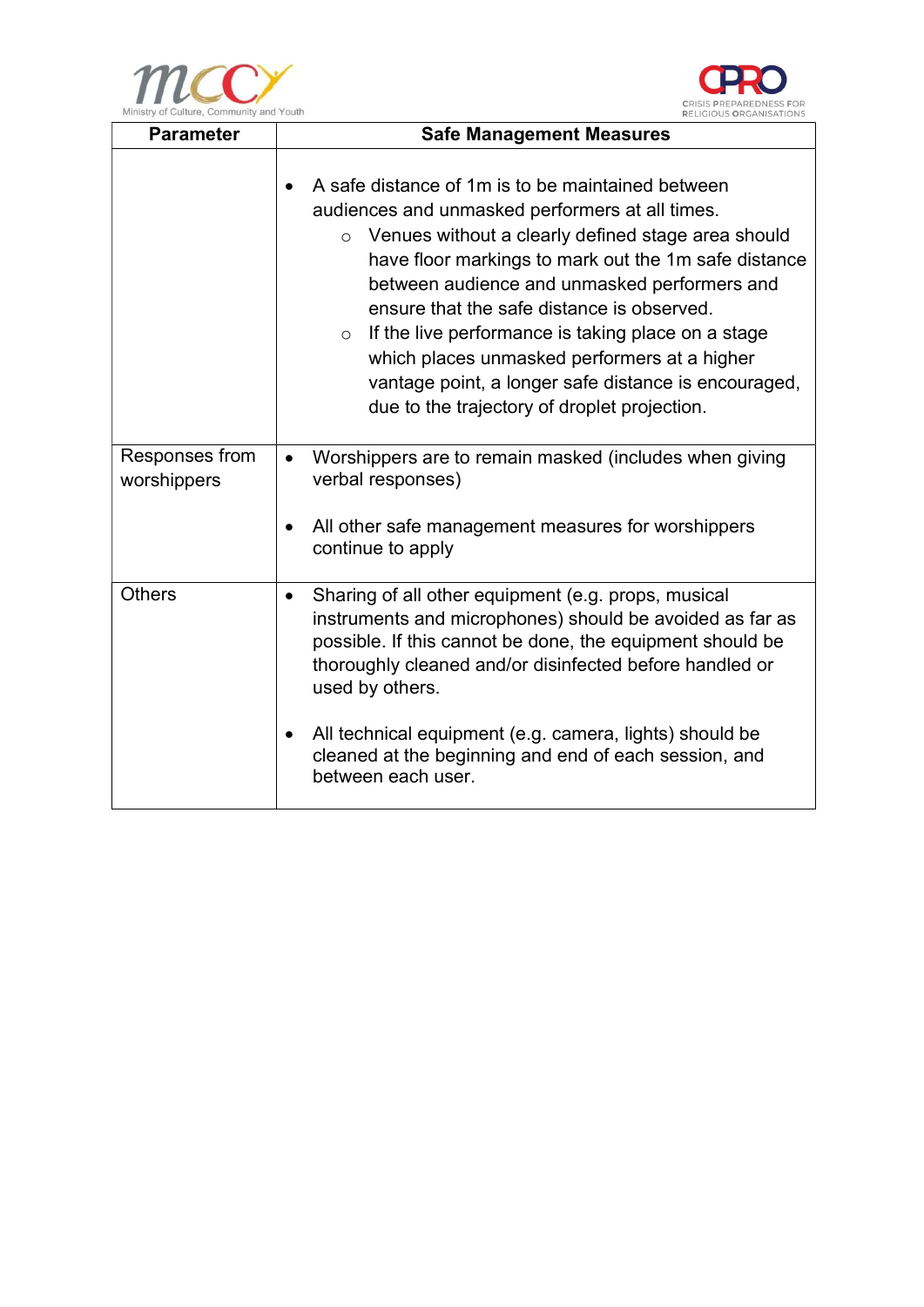| Parameter | Safe Management Measures |
|---|---|
| | • A safe distance of 1m is to be maintained between audiences and unmasked performers at all times.<br>  ○ Venues without a clearly defined stage area should have floor markings to mark out the 1m safe distance between audience and unmasked performers and ensure that the safe distance is observed.<br>  ○ If the live performance is taking place on a stage which places unmasked performers at a higher vantage point, a longer safe distance is encouraged, due to the trajectory of droplet projection. |
| Responses from worshippers | • Worshippers are to remain masked (includes when giving verbal responses)<br><br>• All other safe management measures for worshippers continue to apply |
| Others | • Sharing of all other equipment (e.g. props, musical instruments and microphones) should be avoided as far as possible. If this cannot be done, the equipment should be thoroughly cleaned and/or disinfected before handled or used by others.<br><br>• All technical equipment (e.g. camera, lights) should be cleaned at the beginning and end of each session, and between each user. |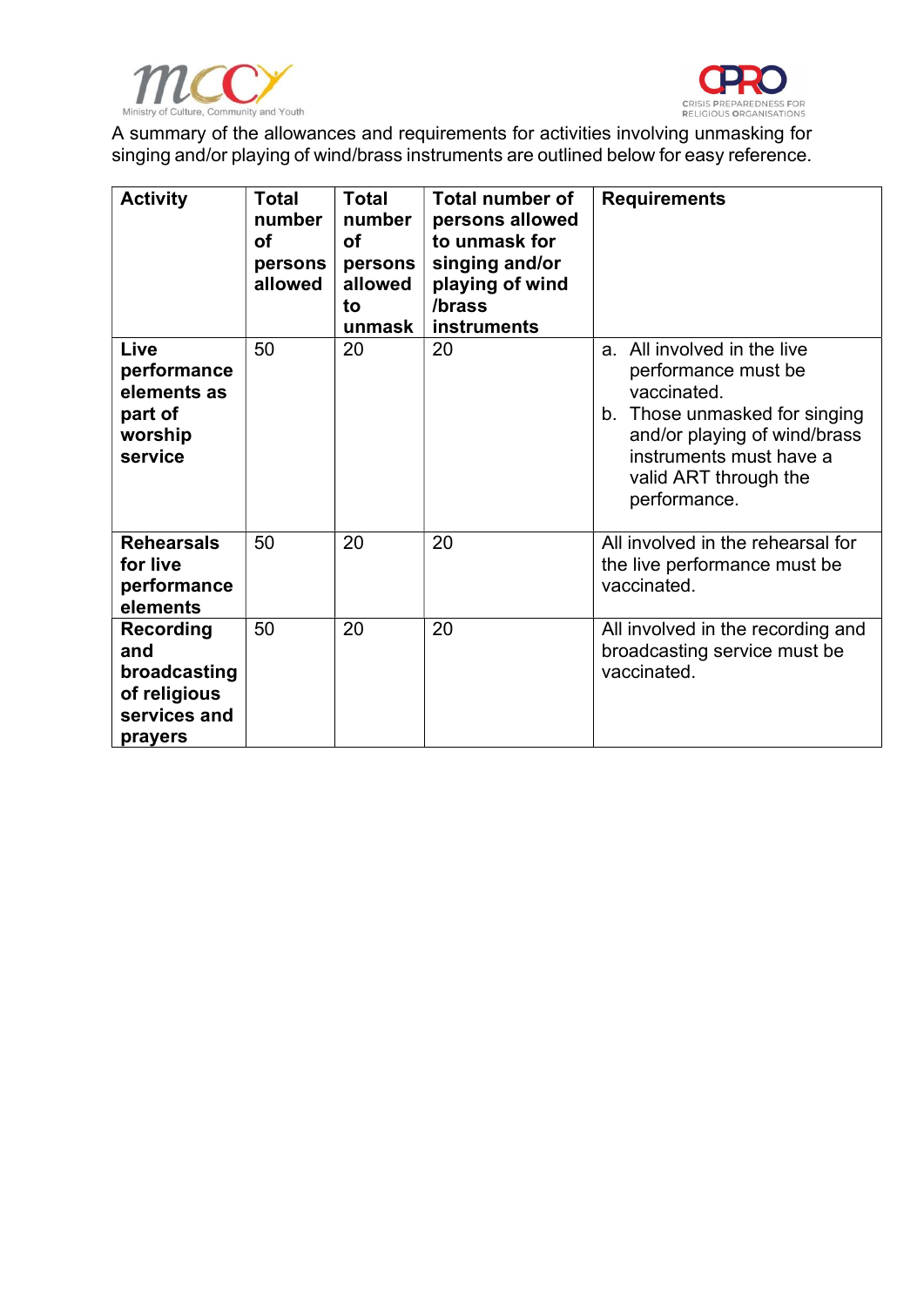A summary of the allowances and requirements for activities involving unmasking for singing and/or playing of wind/brass instruments are outlined below for easy reference.

| Activity | Total number of persons allowed | Total number of persons allowed to unmask | Total number of persons allowed to unmask for singing and/or playing of wind /brass instruments | Requirements |
|---|---|---|---|---|
| **Live performance elements as part of worship service** | 50 | 20 | 20 | a. All involved in the live performance must be vaccinated.<br>b. Those unmasked for singing and/or playing of wind/brass instruments must have a valid ART through the performance. |
| **Rehearsals for live performance elements** | 50 | 20 | 20 | All involved in the rehearsal for the live performance must be vaccinated. |
| **Recording and broadcasting of religious services and prayers** | 50 | 20 | 20 | All involved in the recording and broadcasting service must be vaccinated. |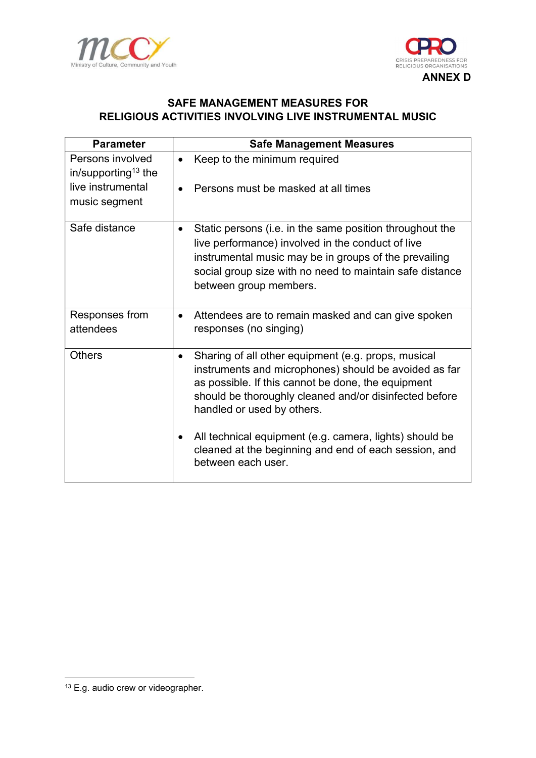**ANNEX D**

## SAFE MANAGEMENT MEASURES FOR RELIGIOUS ACTIVITIES INVOLVING LIVE INSTRUMENTAL MUSIC

| Parameter | Safe Management Measures |
|---|---|
| Persons involved in/supporting[13] the live instrumental music segment | • Keep to the minimum required<br><br>• Persons must be masked at all times |
| Safe distance | • Static persons (i.e. in the same position throughout the live performance) involved in the conduct of live instrumental music may be in groups of the prevailing social group size with no need to maintain safe distance between group members. |
| Responses from attendees | • Attendees are to remain masked and can give spoken responses (no singing) |
| Others | • Sharing of all other equipment (e.g. props, musical instruments and microphones) should be avoided as far as possible. If this cannot be done, the equipment should be thoroughly cleaned and/or disinfected before handled or used by others.<br><br>• All technical equipment (e.g. camera, lights) should be cleaned at the beginning and end of each session, and between each user. |

[13] E.g. audio crew or videographer.